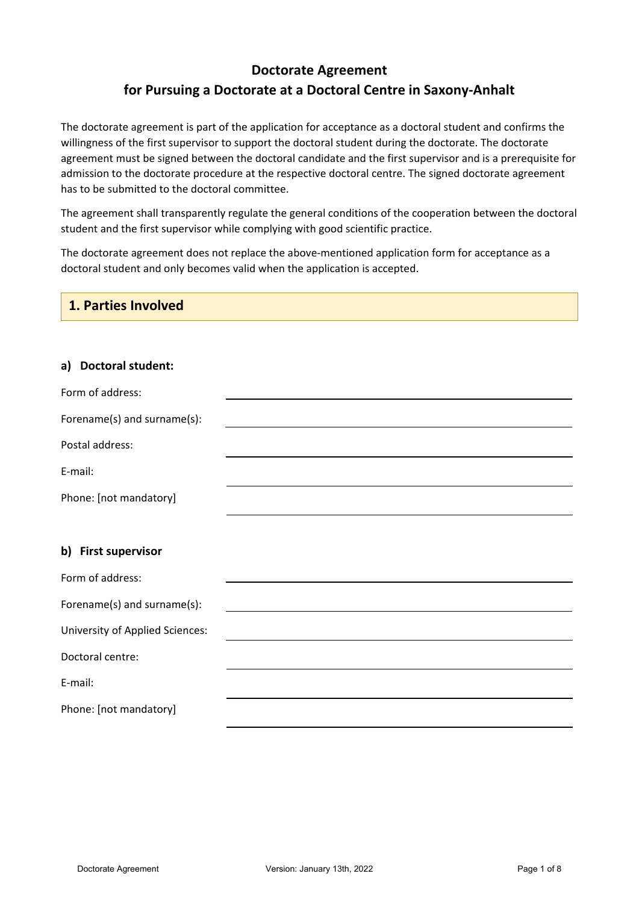# Doctorate Agreement
## for Pursuing a Doctorate at a Doctoral Centre in Saxony-Anhalt

The doctorate agreement is part of the application for acceptance as a doctoral student and confirms the willingness of the first supervisor to support the doctoral student during the doctorate. The doctorate agreement must be signed between the doctoral candidate and the first supervisor and is a prerequisite for admission to the doctorate procedure at the respective doctoral centre. The signed doctorate agreement has to be submitted to the doctoral committee.

The agreement shall transparently regulate the general conditions of the cooperation between the doctoral student and the first supervisor while complying with good scientific practice.

The doctorate agreement does not replace the above-mentioned application form for acceptance as a doctoral student and only becomes valid when the application is accepted.

## 1. Parties Involved

### a) Doctoral student:

Form of address: \_\_\_\_\_\_\_\_\_\_\_\_\_\_\_\_\_\_\_\_\_\_\_\_

Forename(s) and surname(s): \_\_\_\_\_\_\_\_\_\_\_\_\_\_\_\_\_\_\_\_\_\_\_\_

Postal address: \_\_\_\_\_\_\_\_\_\_\_\_\_\_\_\_\_\_\_\_\_\_\_\_

E-mail: \_\_\_\_\_\_\_\_\_\_\_\_\_\_\_\_\_\_\_\_\_\_\_\_

Phone: [not mandatory] \_\_\_\_\_\_\_\_\_\_\_\_\_\_\_\_\_\_\_\_\_\_\_\_

### b) First supervisor

Form of address: \_\_\_\_\_\_\_\_\_\_\_\_\_\_\_\_\_\_\_\_\_\_\_\_

Forename(s) and surname(s): \_\_\_\_\_\_\_\_\_\_\_\_\_\_\_\_\_\_\_\_\_\_\_\_

University of Applied Sciences: \_\_\_\_\_\_\_\_\_\_\_\_\_\_\_\_\_\_\_\_\_\_\_\_

Doctoral centre: \_\_\_\_\_\_\_\_\_\_\_\_\_\_\_\_\_\_\_\_\_\_\_\_

E-mail: \_\_\_\_\_\_\_\_\_\_\_\_\_\_\_\_\_\_\_\_\_\_\_\_

Phone: [not mandatory] \_\_\_\_\_\_\_\_\_\_\_\_\_\_\_\_\_\_\_\_\_\_\_\_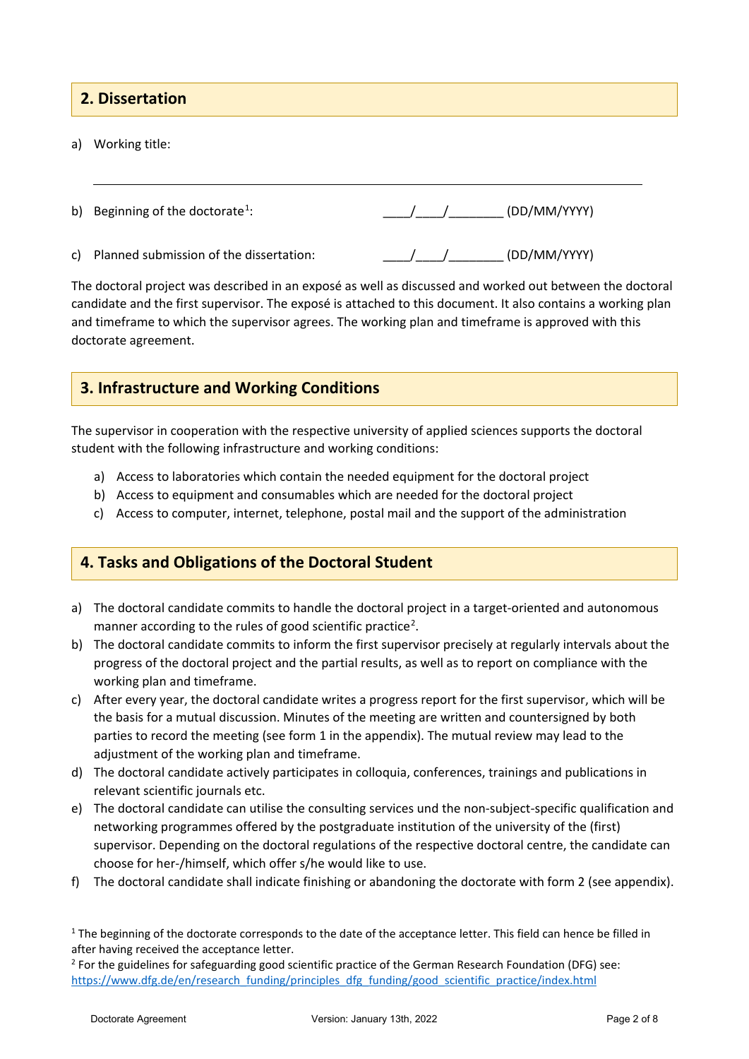## 2. Dissertation

a) Working title:

\_\_\_\_\_\_\_\_\_\_\_\_\_\_\_\_\_\_\_\_\_\_\_\_\_\_\_\_\_\_\_\_\_\_\_\_\_\_\_\_\_\_\_\_\_\_\_\_\_\_\_\_\_\_\_\_\_\_\_\_

b) Beginning of the doctorate[1]: \_\_\_\_/\_\_\_\_/\_\_\_\_\_\_\_\_ (DD/MM/YYYY)

c) Planned submission of the dissertation: \_\_\_\_/\_\_\_\_/\_\_\_\_\_\_\_\_ (DD/MM/YYYY)

The doctoral project was described in an exposé as well as discussed and worked out between the doctoral candidate and the first supervisor. The exposé is attached to this document. It also contains a working plan and timeframe to which the supervisor agrees. The working plan and timeframe is approved with this doctorate agreement.

## 3. Infrastructure and Working Conditions

The supervisor in cooperation with the respective university of applied sciences supports the doctoral student with the following infrastructure and working conditions:

a) Access to laboratories which contain the needed equipment for the doctoral project
b) Access to equipment and consumables which are needed for the doctoral project
c) Access to computer, internet, telephone, postal mail and the support of the administration

## 4. Tasks and Obligations of the Doctoral Student

a) The doctoral candidate commits to handle the doctoral project in a target-oriented and autonomous manner according to the rules of good scientific practice[2].
b) The doctoral candidate commits to inform the first supervisor precisely at regularly intervals about the progress of the doctoral project and the partial results, as well as to report on compliance with the working plan and timeframe.
c) After every year, the doctoral candidate writes a progress report for the first supervisor, which will be the basis for a mutual discussion. Minutes of the meeting are written and countersigned by both parties to record the meeting (see form 1 in the appendix). The mutual review may lead to the adjustment of the working plan and timeframe.
d) The doctoral candidate actively participates in colloquia, conferences, trainings and publications in relevant scientific journals etc.
e) The doctoral candidate can utilise the consulting services und the non-subject-specific qualification and networking programmes offered by the postgraduate institution of the university of the (first) supervisor. Depending on the doctoral regulations of the respective doctoral centre, the candidate can choose for her-/himself, which offer s/he would like to use.
f) The doctoral candidate shall indicate finishing or abandoning the doctorate with form 2 (see appendix).

[1] The beginning of the doctorate corresponds to the date of the acceptance letter. This field can hence be filled in after having received the acceptance letter.

[2] For the guidelines for safeguarding good scientific practice of the German Research Foundation (DFG) see: https://www.dfg.de/en/research_funding/principles_dfg_funding/good_scientific_practice/index.html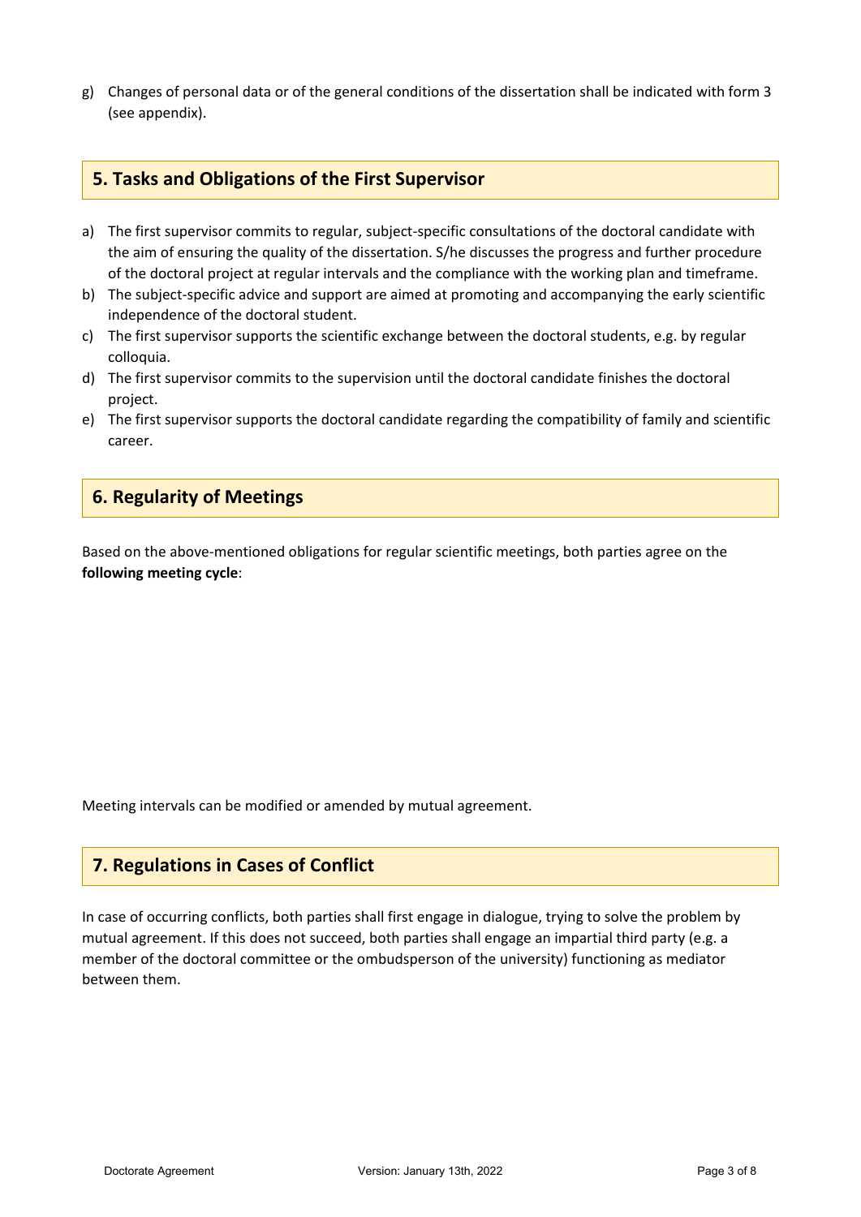g) Changes of personal data or of the general conditions of the dissertation shall be indicated with form 3 (see appendix).

## 5. Tasks and Obligations of the First Supervisor

a) The first supervisor commits to regular, subject-specific consultations of the doctoral candidate with the aim of ensuring the quality of the dissertation. S/he discusses the progress and further procedure of the doctoral project at regular intervals and the compliance with the working plan and timeframe.
b) The subject-specific advice and support are aimed at promoting and accompanying the early scientific independence of the doctoral student.
c) The first supervisor supports the scientific exchange between the doctoral students, e.g. by regular colloquia.
d) The first supervisor commits to the supervision until the doctoral candidate finishes the doctoral project.
e) The first supervisor supports the doctoral candidate regarding the compatibility of family and scientific career.

## 6. Regularity of Meetings

Based on the above-mentioned obligations for regular scientific meetings, both parties agree on the **following meeting cycle**:

Meeting intervals can be modified or amended by mutual agreement.

## 7. Regulations in Cases of Conflict

In case of occurring conflicts, both parties shall first engage in dialogue, trying to solve the problem by mutual agreement. If this does not succeed, both parties shall engage an impartial third party (e.g. a member of the doctoral committee or the ombudsperson of the university) functioning as mediator between them.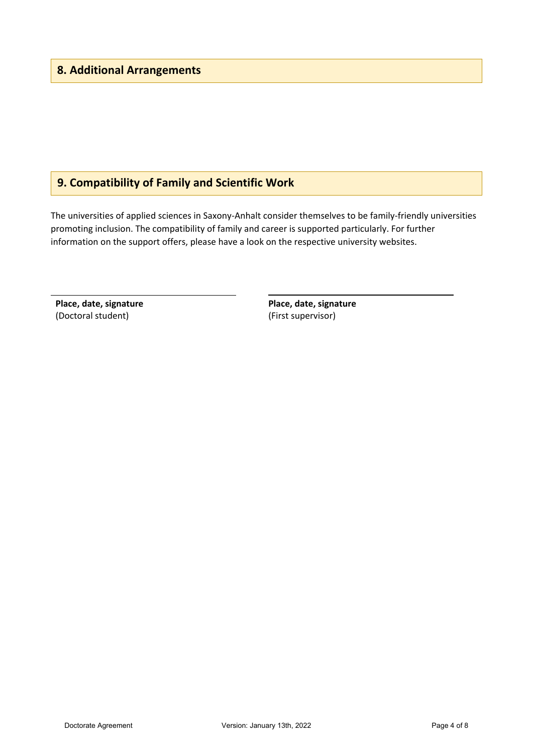## 8. Additional Arrangements

## 9. Compatibility of Family and Scientific Work

The universities of applied sciences in Saxony-Anhalt consider themselves to be family-friendly universities promoting inclusion. The compatibility of family and career is supported particularly. For further information on the support offers, please have a look on the respective university websites.

| **Place, date, signature** (Doctoral student) | **Place, date, signature** (First supervisor) |
| --- | --- |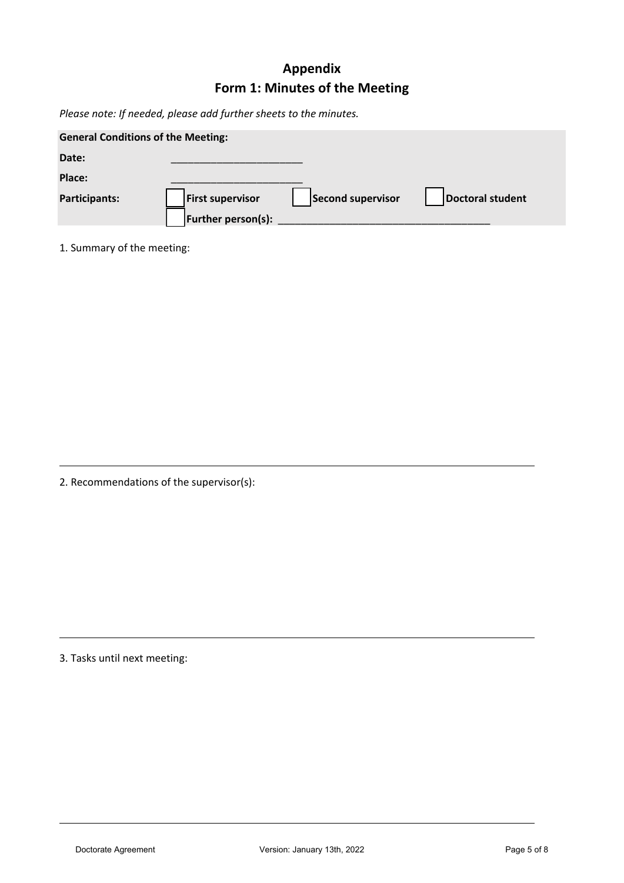# Appendix
# Form 1: Minutes of the Meeting

*Please note: If needed, please add further sheets to the minutes.*

**General Conditions of the Meeting:**

**Date:** ________________________

**Place:** ________________________

**Participants:** ☐ **First supervisor** ☐ **Second supervisor** ☐ **Doctoral student**

☐ **Further person(s):** ______________________________________

1. Summary of the meeting:

---

2. Recommendations of the supervisor(s):

---

3. Tasks until next meeting:

---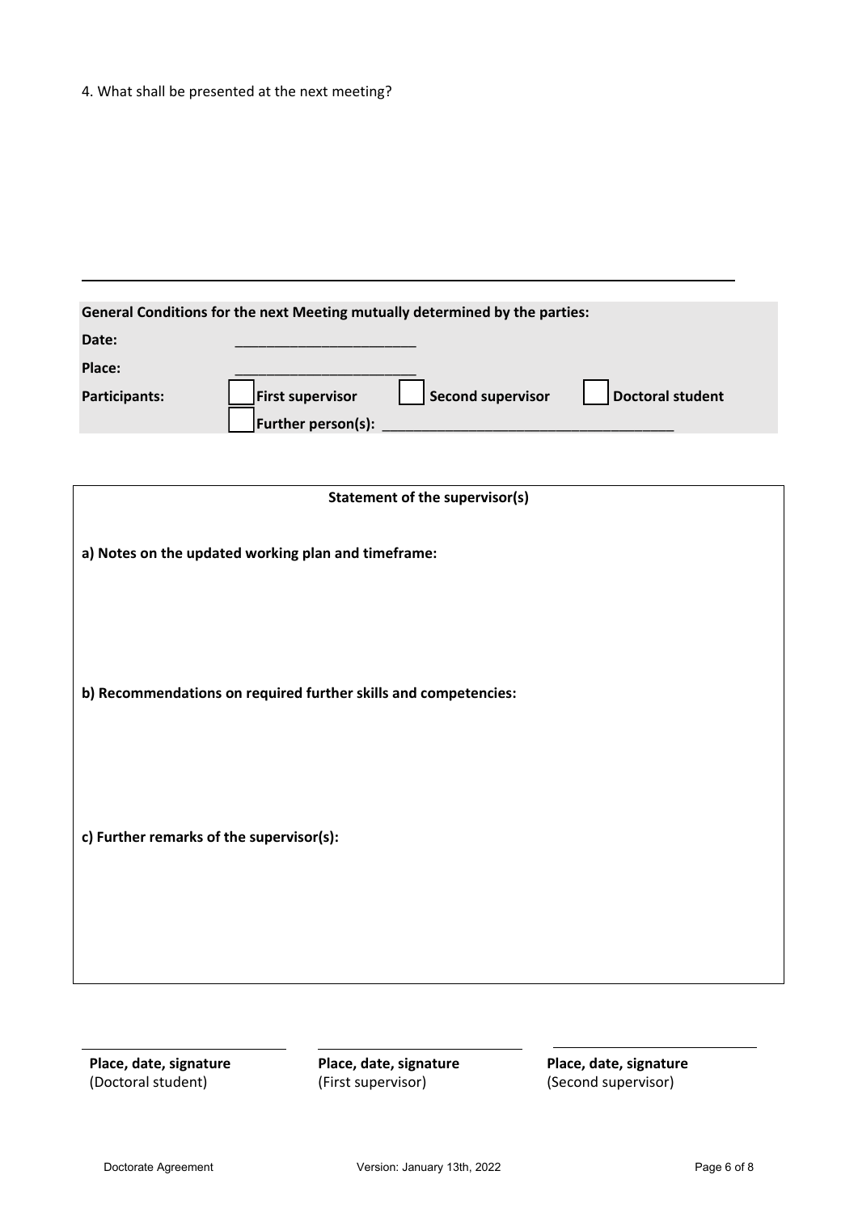4. What shall be presented at the next meeting?

---

**General Conditions for the next Meeting mutually determined by the parties:**

**Date:** ______________________

**Place:** ______________________

**Participants:** ☐ **First supervisor** ☐ **Second supervisor** ☐ **Doctoral student**

☐ **Further person(s):** ____________________________________

**Statement of the supervisor(s)**

**a) Notes on the updated working plan and timeframe:**

**b) Recommendations on required further skills and competencies:**

**c) Further remarks of the supervisor(s):**

| ______________________ | ______________________ | ______________________ |
|---|---|---|
| **Place, date, signature** (Doctoral student) | **Place, date, signature** (First supervisor) | **Place, date, signature** (Second supervisor) |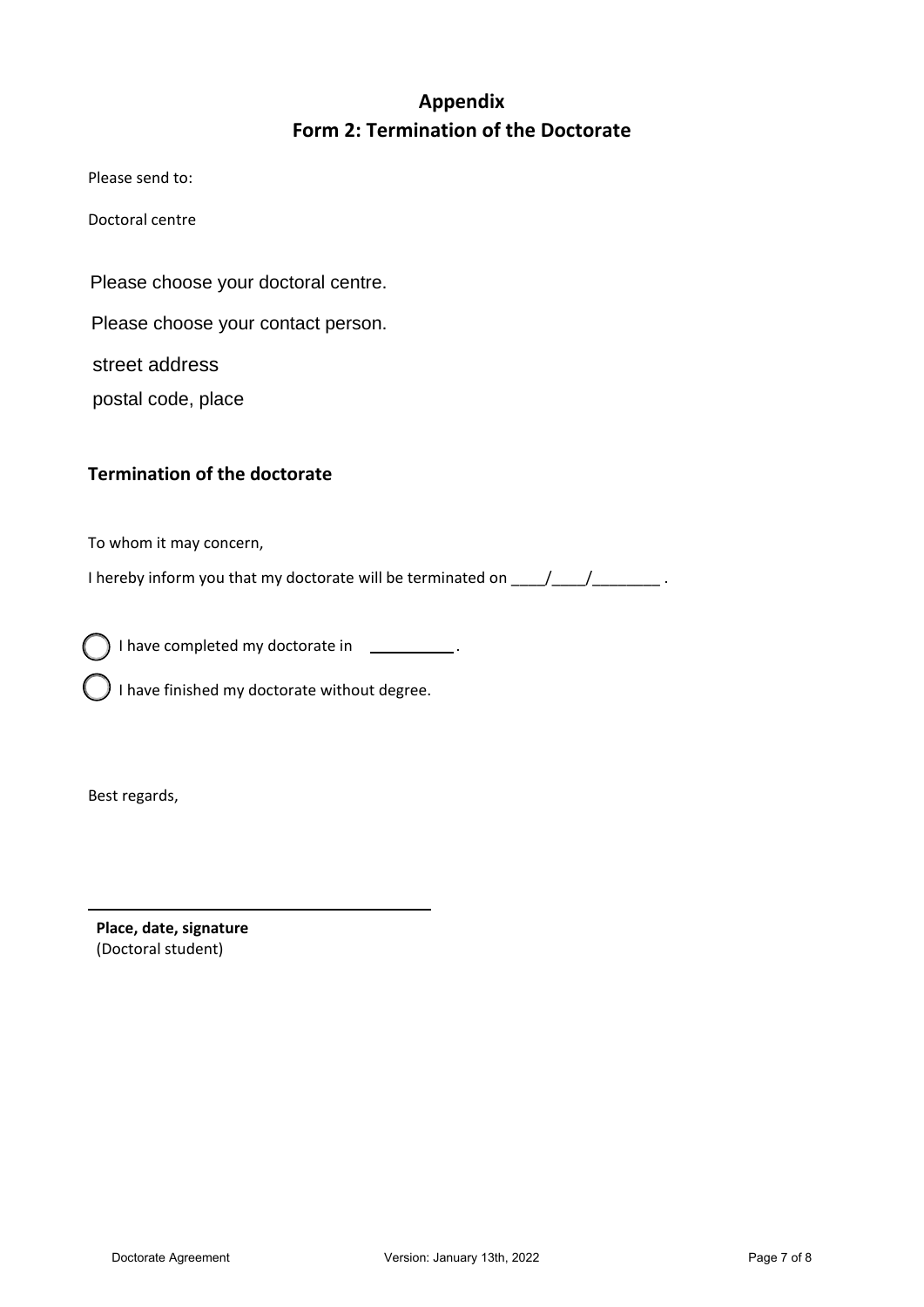# Appendix
## Form 2: Termination of the Doctorate

Please send to:

Doctoral centre

Please choose your doctoral centre.

Please choose your contact person.

street address

postal code, place

### Termination of the doctorate

To whom it may concern,

I hereby inform you that my doctorate will be terminated on ____/____/________ .

◯ I have completed my doctorate in __________.

◯ I have finished my doctorate without degree.

Best regards,

______________________________________

**Place, date, signature**
(Doctoral student)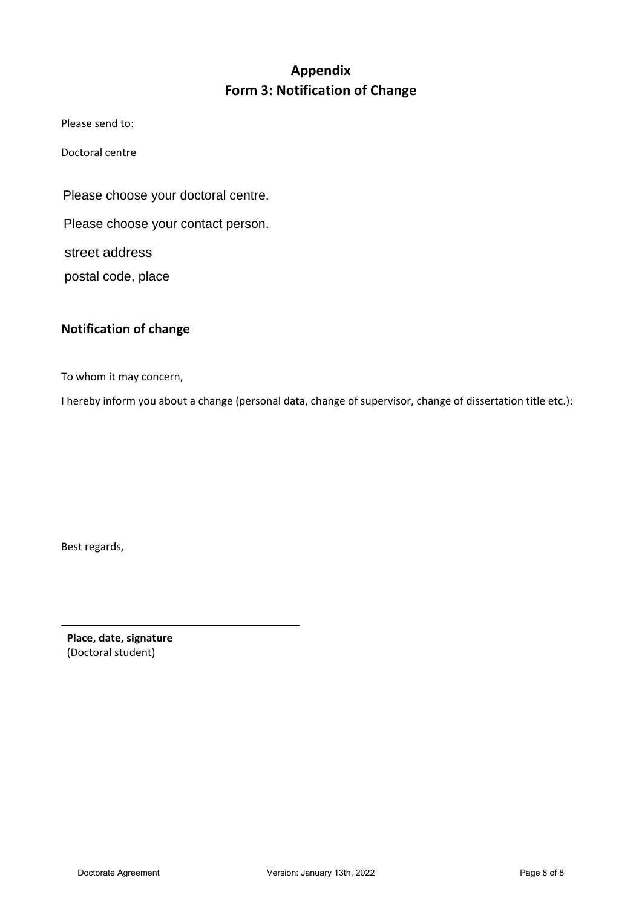# Appendix
# Form 3: Notification of Change

Please send to:

Doctoral centre

Please choose your doctoral centre.

Please choose your contact person.

street address

postal code, place

## Notification of change

To whom it may concern,

I hereby inform you about a change (personal data, change of supervisor, change of dissertation title etc.):

Best regards,

---

**Place, date, signature**
(Doctoral student)